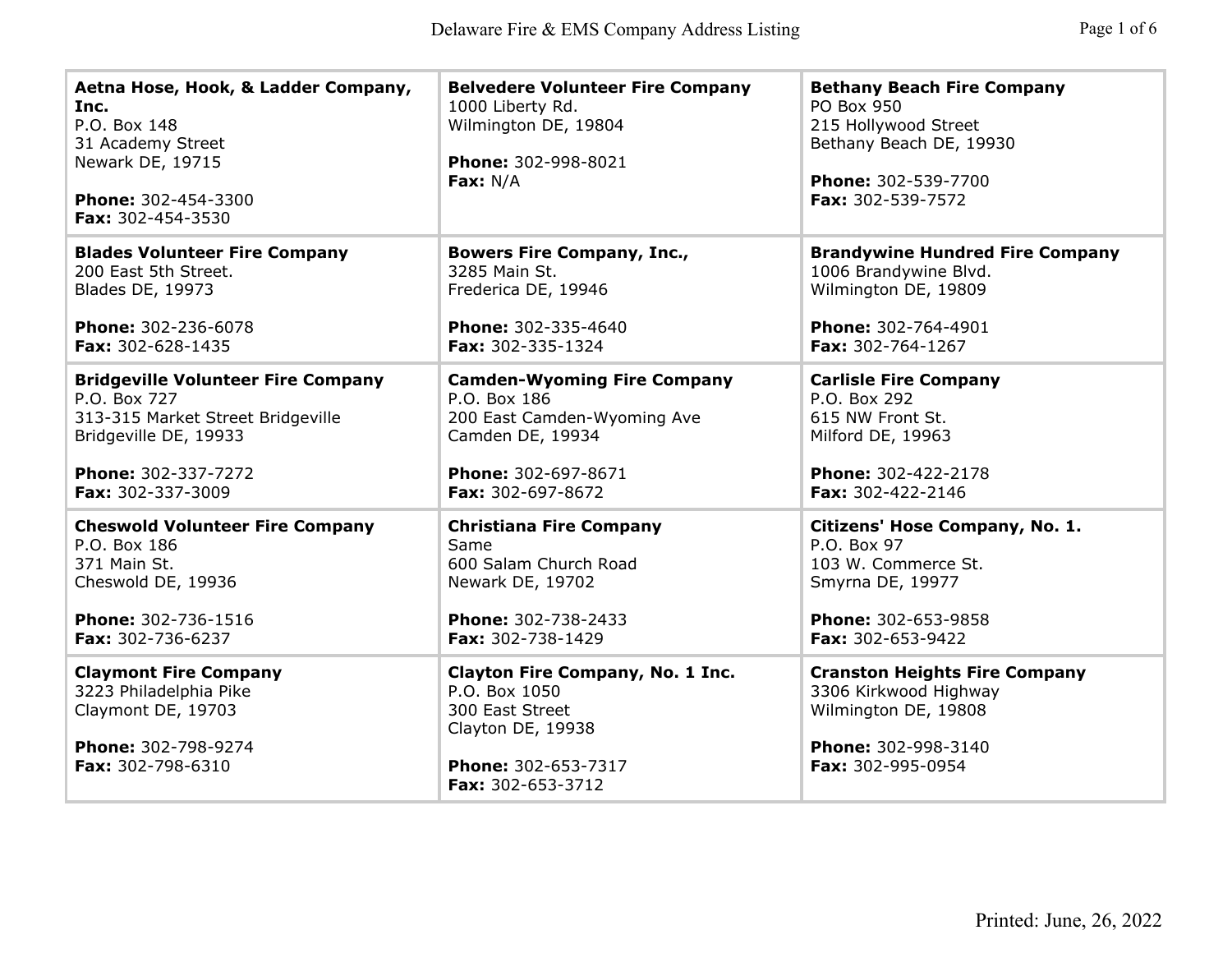# Delaware Fire & EMS Company Address Listing

| | | |
|---|---|---|
| **Aetna Hose, Hook, & Ladder Company, Inc.**<br>P.O. Box 148<br>31 Academy Street<br>Newark DE, 19715<br><br>**Phone:** 302-454-3300<br>**Fax:** 302-454-3530 | **Belvedere Volunteer Fire Company**<br>1000 Liberty Rd.<br>Wilmington DE, 19804<br><br>**Phone:** 302-998-8021<br>**Fax:** N/A | **Bethany Beach Fire Company**<br>PO Box 950<br>215 Hollywood Street<br>Bethany Beach DE, 19930<br><br>**Phone:** 302-539-7700<br>**Fax:** 302-539-7572 |
| **Blades Volunteer Fire Company**<br>200 East 5th Street.<br>Blades DE, 19973<br><br>**Phone:** 302-236-6078<br>**Fax:** 302-628-1435 | **Bowers Fire Company, Inc.,**<br>3285 Main St.<br>Frederica DE, 19946<br><br>**Phone:** 302-335-4640<br>**Fax:** 302-335-1324 | **Brandywine Hundred Fire Company**<br>1006 Brandywine Blvd.<br>Wilmington DE, 19809<br><br>**Phone:** 302-764-4901<br>**Fax:** 302-764-1267 |
| **Bridgeville Volunteer Fire Company**<br>P.O. Box 727<br>313-315 Market Street Bridgeville<br>Bridgeville DE, 19933<br><br>**Phone:** 302-337-7272<br>**Fax:** 302-337-3009 | **Camden-Wyoming Fire Company**<br>P.O. Box 186<br>200 East Camden-Wyoming Ave<br>Camden DE, 19934<br><br>**Phone:** 302-697-8671<br>**Fax:** 302-697-8672 | **Carlisle Fire Company**<br>P.O. Box 292<br>615 NW Front St.<br>Milford DE, 19963<br><br>**Phone:** 302-422-2178<br>**Fax:** 302-422-2146 |
| **Cheswold Volunteer Fire Company**<br>P.O. Box 186<br>371 Main St.<br>Cheswold DE, 19936<br><br>**Phone:** 302-736-1516<br>**Fax:** 302-736-6237 | **Christiana Fire Company**<br>Same<br>600 Salam Church Road<br>Newark DE, 19702<br><br>**Phone:** 302-738-2433<br>**Fax:** 302-738-1429 | **Citizens' Hose Company, No. 1.**<br>P.O. Box 97<br>103 W. Commerce St.<br>Smyrna DE, 19977<br><br>**Phone:** 302-653-9858<br>**Fax:** 302-653-9422 |
| **Claymont Fire Company**<br>3223 Philadelphia Pike<br>Claymont DE, 19703<br><br>**Phone:** 302-798-9274<br>**Fax:** 302-798-6310 | **Clayton Fire Company, No. 1 Inc.**<br>P.O. Box 1050<br>300 East Street<br>Clayton DE, 19938<br><br>**Phone:** 302-653-7317<br>**Fax:** 302-653-3712 | **Cranston Heights Fire Company**<br>3306 Kirkwood Highway<br>Wilmington DE, 19808<br><br>**Phone:** 302-998-3140<br>**Fax:** 302-995-0954 |

Printed: June, 26, 2022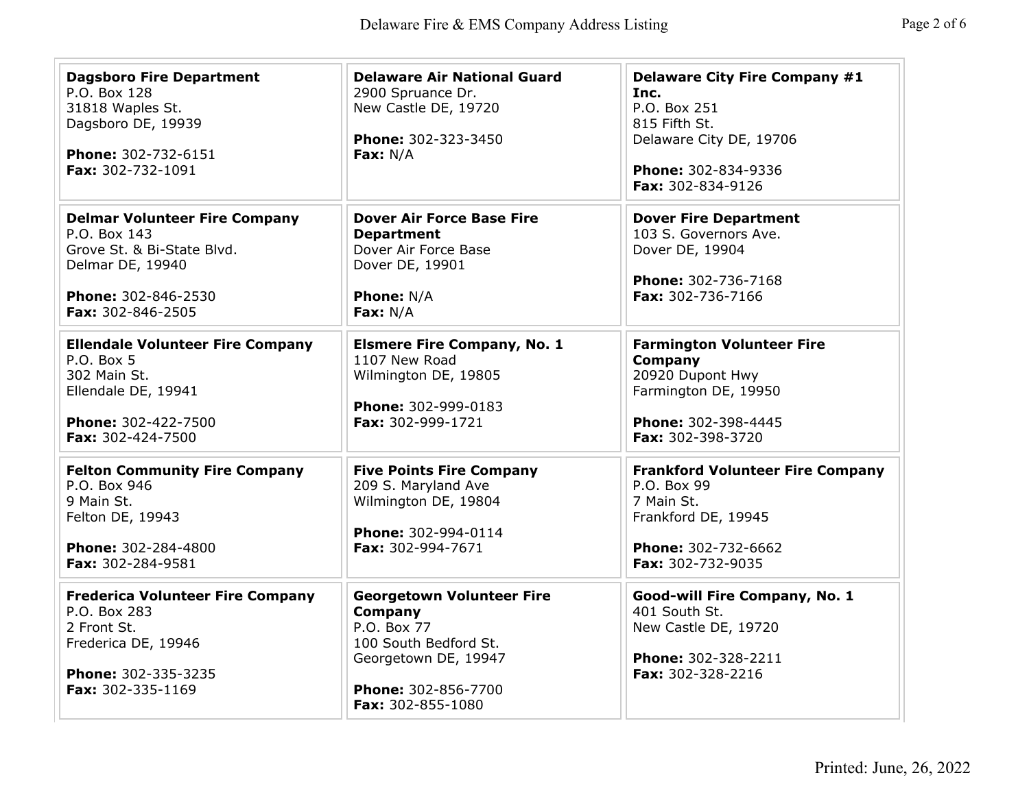**Dagsboro Fire Department**
P.O. Box 128
31818 Waples St.
Dagsboro DE, 19939

**Phone:** 302-732-6151
**Fax:** 302-732-1091

**Delaware Air National Guard**
2900 Spruance Dr.
New Castle DE, 19720

**Phone:** 302-323-3450
**Fax:** N/A

**Delaware City Fire Company #1 Inc.**
P.O. Box 251
815 Fifth St.
Delaware City DE, 19706

**Phone:** 302-834-9336
**Fax:** 302-834-9126

**Delmar Volunteer Fire Company**
P.O. Box 143
Grove St. & Bi-State Blvd.
Delmar DE, 19940

**Phone:** 302-846-2530
**Fax:** 302-846-2505

**Dover Air Force Base Fire Department**
Dover Air Force Base
Dover DE, 19901

**Phone:** N/A
**Fax:** N/A

**Dover Fire Department**
103 S. Governors Ave.
Dover DE, 19904

**Phone:** 302-736-7168
**Fax:** 302-736-7166

**Ellendale Volunteer Fire Company**
P.O. Box 5
302 Main St.
Ellendale DE, 19941

**Phone:** 302-422-7500
**Fax:** 302-424-7500

**Elsmere Fire Company, No. 1**
1107 New Road
Wilmington DE, 19805

**Phone:** 302-999-0183
**Fax:** 302-999-1721

**Farmington Volunteer Fire Company**
20920 Dupont Hwy
Farmington DE, 19950

**Phone:** 302-398-4445
**Fax:** 302-398-3720

**Felton Community Fire Company**
P.O. Box 946
9 Main St.
Felton DE, 19943

**Phone:** 302-284-4800
**Fax:** 302-284-9581

**Five Points Fire Company**
209 S. Maryland Ave
Wilmington DE, 19804

**Phone:** 302-994-0114
**Fax:** 302-994-7671

**Frankford Volunteer Fire Company**
P.O. Box 99
7 Main St.
Frankford DE, 19945

**Phone:** 302-732-6662
**Fax:** 302-732-9035

**Frederica Volunteer Fire Company**
P.O. Box 283
2 Front St.
Frederica DE, 19946

**Phone:** 302-335-3235
**Fax:** 302-335-1169

**Georgetown Volunteer Fire Company**
P.O. Box 77
100 South Bedford St.
Georgetown DE, 19947

**Phone:** 302-856-7700
**Fax:** 302-855-1080

**Good-will Fire Company, No. 1**
401 South St.
New Castle DE, 19720

**Phone:** 302-328-2211
**Fax:** 302-328-2216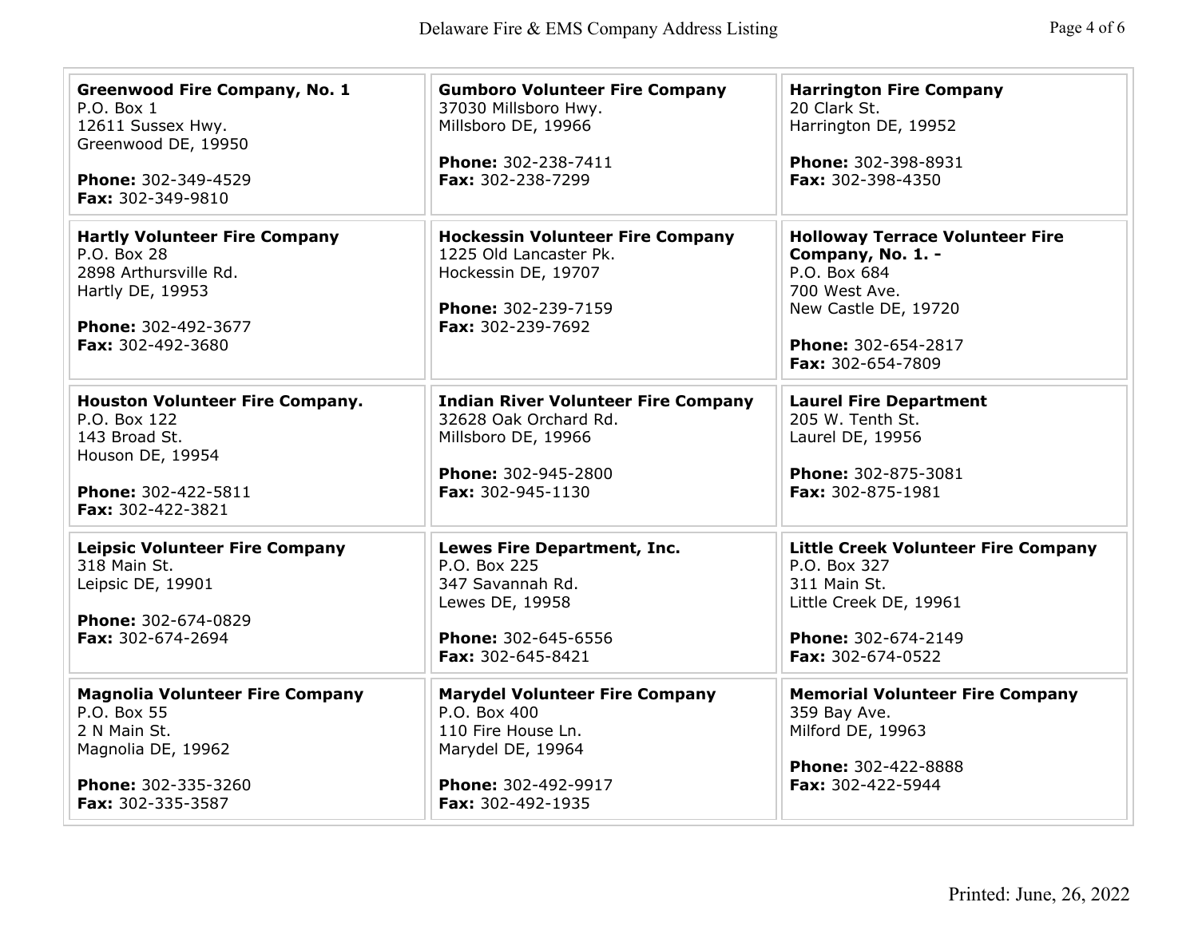**Greenwood Fire Company, No. 1**
P.O. Box 1
12611 Sussex Hwy.
Greenwood DE, 19950

**Phone:** 302-349-4529
**Fax:** 302-349-9810

**Gumboro Volunteer Fire Company**
37030 Millsboro Hwy.
Millsboro DE, 19966

**Phone:** 302-238-7411
**Fax:** 302-238-7299

**Harrington Fire Company**
20 Clark St.
Harrington DE, 19952

**Phone:** 302-398-8931
**Fax:** 302-398-4350

**Hartly Volunteer Fire Company**
P.O. Box 28
2898 Arthursville Rd.
Hartly DE, 19953

**Phone:** 302-492-3677
**Fax:** 302-492-3680

**Hockessin Volunteer Fire Company**
1225 Old Lancaster Pk.
Hockessin DE, 19707

**Phone:** 302-239-7159
**Fax:** 302-239-7692

**Holloway Terrace Volunteer Fire Company, No. 1. -**
P.O. Box 684
700 West Ave.
New Castle DE, 19720

**Phone:** 302-654-2817
**Fax:** 302-654-7809

**Houston Volunteer Fire Company.**
P.O. Box 122
143 Broad St.
Houson DE, 19954

**Phone:** 302-422-5811
**Fax:** 302-422-3821

**Indian River Volunteer Fire Company**
32628 Oak Orchard Rd.
Millsboro DE, 19966

**Phone:** 302-945-2800
**Fax:** 302-945-1130

**Laurel Fire Department**
205 W. Tenth St.
Laurel DE, 19956

**Phone:** 302-875-3081
**Fax:** 302-875-1981

**Leipsic Volunteer Fire Company**
318 Main St.
Leipsic DE, 19901

**Phone:** 302-674-0829
**Fax:** 302-674-2694

**Lewes Fire Department, Inc.**
P.O. Box 225
347 Savannah Rd.
Lewes DE, 19958

**Phone:** 302-645-6556
**Fax:** 302-645-8421

**Little Creek Volunteer Fire Company**
P.O. Box 327
311 Main St.
Little Creek DE, 19961

**Phone:** 302-674-2149
**Fax:** 302-674-0522

**Magnolia Volunteer Fire Company**
P.O. Box 55
2 N Main St.
Magnolia DE, 19962

**Phone:** 302-335-3260
**Fax:** 302-335-3587

**Marydel Volunteer Fire Company**
P.O. Box 400
110 Fire House Ln.
Marydel DE, 19964

**Phone:** 302-492-9917
**Fax:** 302-492-1935

**Memorial Volunteer Fire Company**
359 Bay Ave.
Milford DE, 19963

**Phone:** 302-422-8888
**Fax:** 302-422-5944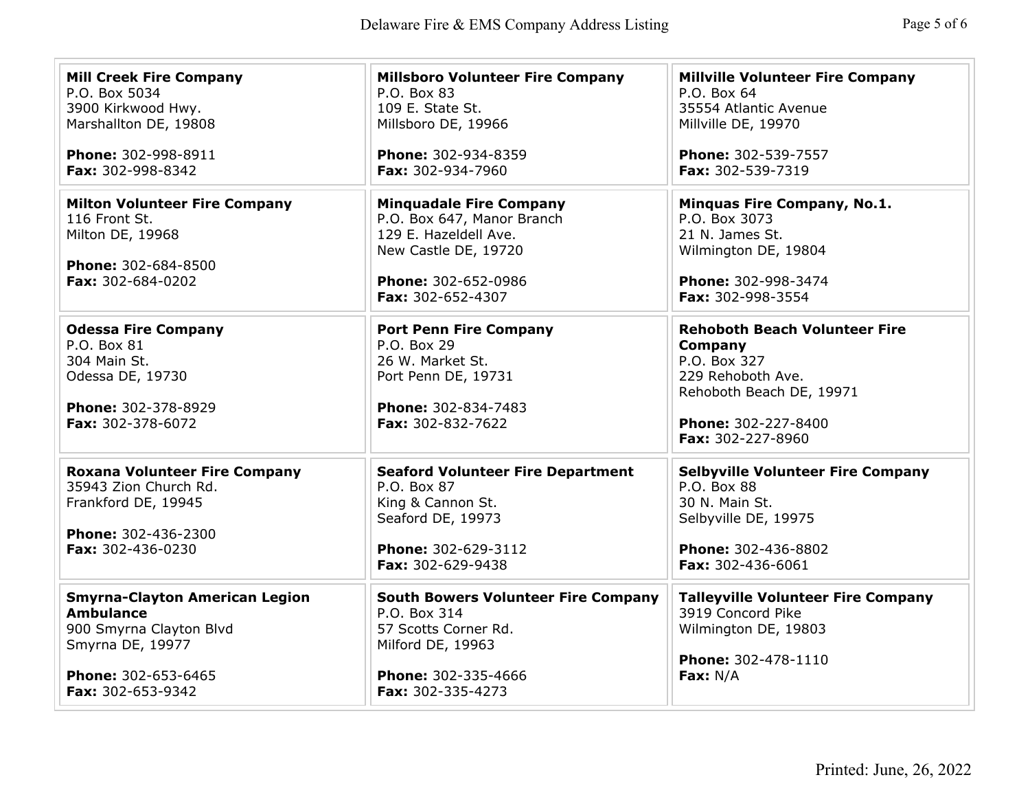**Mill Creek Fire Company**
P.O. Box 5034
3900 Kirkwood Hwy.
Marshallton DE, 19808

**Phone:** 302-998-8911
**Fax:** 302-998-8342

**Millsboro Volunteer Fire Company**
P.O. Box 83
109 E. State St.
Millsboro DE, 19966

**Phone:** 302-934-8359
**Fax:** 302-934-7960

**Millville Volunteer Fire Company**
P.O. Box 64
35554 Atlantic Avenue
Millville DE, 19970

**Phone:** 302-539-7557
**Fax:** 302-539-7319

**Milton Volunteer Fire Company**
116 Front St.
Milton DE, 19968

**Phone:** 302-684-8500
**Fax:** 302-684-0202

**Minquadale Fire Company**
P.O. Box 647, Manor Branch
129 E. Hazeldell Ave.
New Castle DE, 19720

**Phone:** 302-652-0986
**Fax:** 302-652-4307

**Minquas Fire Company, No.1.**
P.O. Box 3073
21 N. James St.
Wilmington DE, 19804

**Phone:** 302-998-3474
**Fax:** 302-998-3554

**Odessa Fire Company**
P.O. Box 81
304 Main St.
Odessa DE, 19730

**Phone:** 302-378-8929
**Fax:** 302-378-6072

**Port Penn Fire Company**
P.O. Box 29
26 W. Market St.
Port Penn DE, 19731

**Phone:** 302-834-7483
**Fax:** 302-832-7622

**Rehoboth Beach Volunteer Fire Company**
P.O. Box 327
229 Rehoboth Ave.
Rehoboth Beach DE, 19971

**Phone:** 302-227-8400
**Fax:** 302-227-8960

**Roxana Volunteer Fire Company**
35943 Zion Church Rd.
Frankford DE, 19945

**Phone:** 302-436-2300
**Fax:** 302-436-0230

**Seaford Volunteer Fire Department**
P.O. Box 87
King & Cannon St.
Seaford DE, 19973

**Phone:** 302-629-3112
**Fax:** 302-629-9438

**Selbyville Volunteer Fire Company**
P.O. Box 88
30 N. Main St.
Selbyville DE, 19975

**Phone:** 302-436-8802
**Fax:** 302-436-6061

**Smyrna-Clayton American Legion Ambulance**
900 Smyrna Clayton Blvd
Smyrna DE, 19977

**Phone:** 302-653-6465
**Fax:** 302-653-9342

**South Bowers Volunteer Fire Company**
P.O. Box 314
57 Scotts Corner Rd.
Milford DE, 19963

**Phone:** 302-335-4666
**Fax:** 302-335-4273

**Talleyville Volunteer Fire Company**
3919 Concord Pike
Wilmington DE, 19803

**Phone:** 302-478-1110
**Fax:** N/A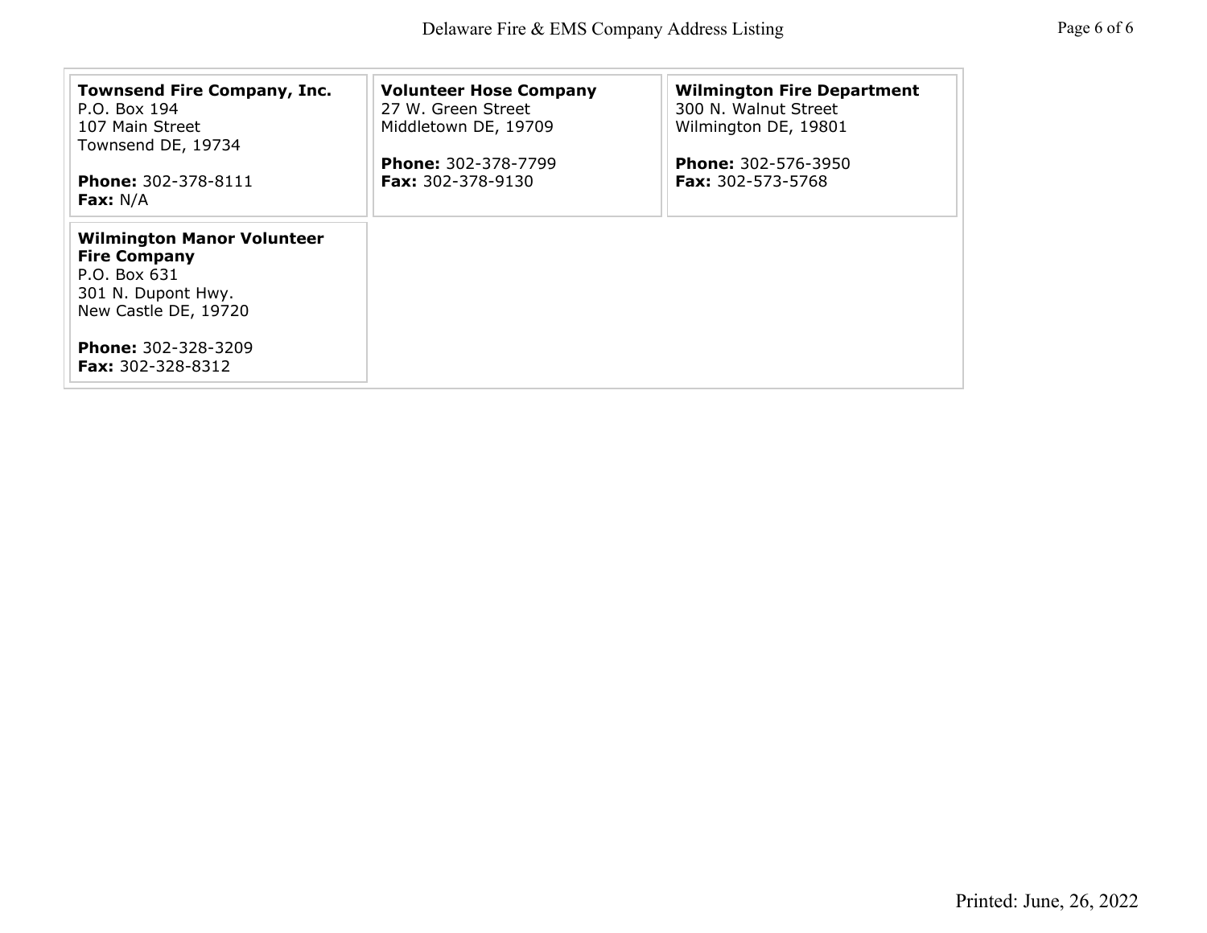**Townsend Fire Company, Inc.**
P.O. Box 194
107 Main Street
Townsend DE, 19734

**Phone:** 302-378-8111
**Fax:** N/A

**Volunteer Hose Company**
27 W. Green Street
Middletown DE, 19709

**Phone:** 302-378-7799
**Fax:** 302-378-9130

**Wilmington Fire Department**
300 N. Walnut Street
Wilmington DE, 19801

**Phone:** 302-576-3950
**Fax:** 302-573-5768

**Wilmington Manor Volunteer Fire Company**
P.O. Box 631
301 N. Dupont Hwy.
New Castle DE, 19720

**Phone:** 302-328-3209
**Fax:** 302-328-8312

Printed: June, 26, 2022